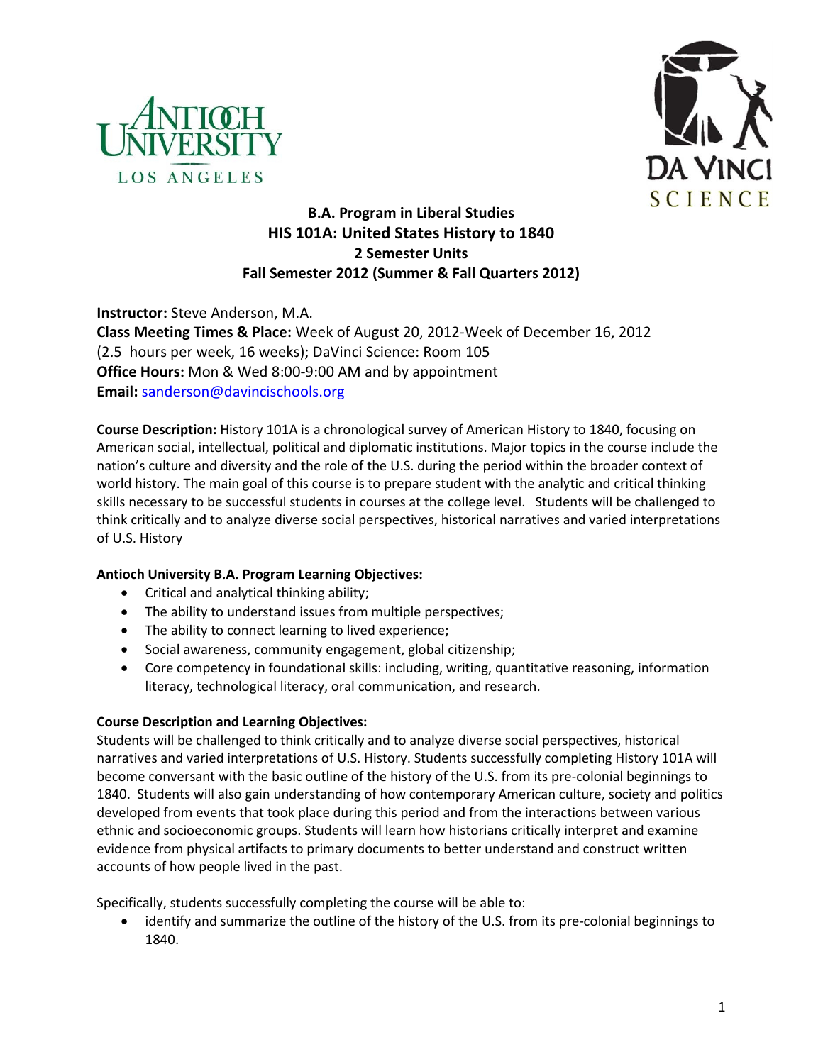**B.A. Program in Liberal Studies**
**HIS 101A: United States History to 1840**
**2 Semester Units**
**Fall Semester 2012 (Summer & Fall Quarters 2012)**

**Instructor:** Steve Anderson, M.A.
**Class Meeting Times & Place:** Week of August 20, 2012-Week of December 16, 2012 (2.5 hours per week, 16 weeks); DaVinci Science: Room 105
**Office Hours:** Mon & Wed 8:00-9:00 AM and by appointment
**Email:** sanderson@davincischools.org

**Course Description:** History 101A is a chronological survey of American History to 1840, focusing on American social, intellectual, political and diplomatic institutions. Major topics in the course include the nation's culture and diversity and the role of the U.S. during the period within the broader context of world history. The main goal of this course is to prepare student with the analytic and critical thinking skills necessary to be successful students in courses at the college level. Students will be challenged to think critically and to analyze diverse social perspectives, historical narratives and varied interpretations of U.S. History

**Antioch University B.A. Program Learning Objectives:**

- Critical and analytical thinking ability;
- The ability to understand issues from multiple perspectives;
- The ability to connect learning to lived experience;
- Social awareness, community engagement, global citizenship;
- Core competency in foundational skills: including, writing, quantitative reasoning, information literacy, technological literacy, oral communication, and research.

**Course Description and Learning Objectives:**

Students will be challenged to think critically and to analyze diverse social perspectives, historical narratives and varied interpretations of U.S. History. Students successfully completing History 101A will become conversant with the basic outline of the history of the U.S. from its pre-colonial beginnings to 1840. Students will also gain understanding of how contemporary American culture, society and politics developed from events that took place during this period and from the interactions between various ethnic and socioeconomic groups. Students will learn how historians critically interpret and examine evidence from physical artifacts to primary documents to better understand and construct written accounts of how people lived in the past.

Specifically, students successfully completing the course will be able to:

- identify and summarize the outline of the history of the U.S. from its pre-colonial beginnings to 1840.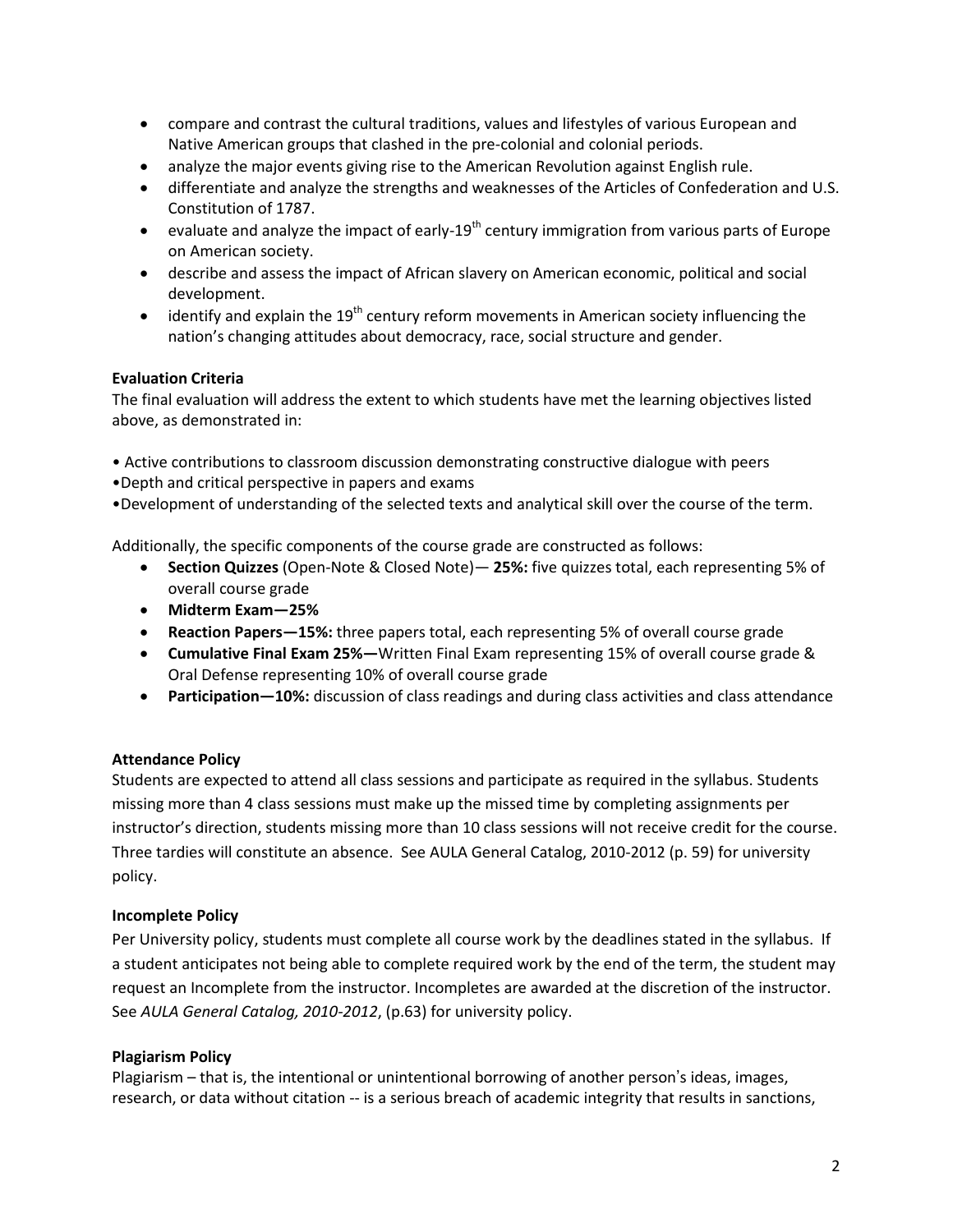- compare and contrast the cultural traditions, values and lifestyles of various European and Native American groups that clashed in the pre-colonial and colonial periods.
- analyze the major events giving rise to the American Revolution against English rule.
- differentiate and analyze the strengths and weaknesses of the Articles of Confederation and U.S. Constitution of 1787.
- evaluate and analyze the impact of early-19th century immigration from various parts of Europe on American society.
- describe and assess the impact of African slavery on American economic, political and social development.
- identify and explain the 19th century reform movements in American society influencing the nation's changing attitudes about democracy, race, social structure and gender.

**Evaluation Criteria**

The final evaluation will address the extent to which students have met the learning objectives listed above, as demonstrated in:

- Active contributions to classroom discussion demonstrating constructive dialogue with peers
- Depth and critical perspective in papers and exams
- Development of understanding of the selected texts and analytical skill over the course of the term.

Additionally, the specific components of the course grade are constructed as follows:

- **Section Quizzes** (Open-Note & Closed Note)— **25%:** five quizzes total, each representing 5% of overall course grade
- **Midterm Exam—25%**
- **Reaction Papers—15%:** three papers total, each representing 5% of overall course grade
- **Cumulative Final Exam 25%—**Written Final Exam representing 15% of overall course grade & Oral Defense representing 10% of overall course grade
- **Participation—10%:** discussion of class readings and during class activities and class attendance

**Attendance Policy**

Students are expected to attend all class sessions and participate as required in the syllabus. Students missing more than 4 class sessions must make up the missed time by completing assignments per instructor's direction, students missing more than 10 class sessions will not receive credit for the course. Three tardies will constitute an absence. See AULA General Catalog, 2010-2012 (p. 59) for university policy.

**Incomplete Policy**

Per University policy, students must complete all course work by the deadlines stated in the syllabus. If a student anticipates not being able to complete required work by the end of the term, the student may request an Incomplete from the instructor. Incompletes are awarded at the discretion of the instructor. See *AULA General Catalog, 2010-2012*, (p.63) for university policy.

**Plagiarism Policy**

Plagiarism – that is, the intentional or unintentional borrowing of another person's ideas, images, research, or data without citation -- is a serious breach of academic integrity that results in sanctions,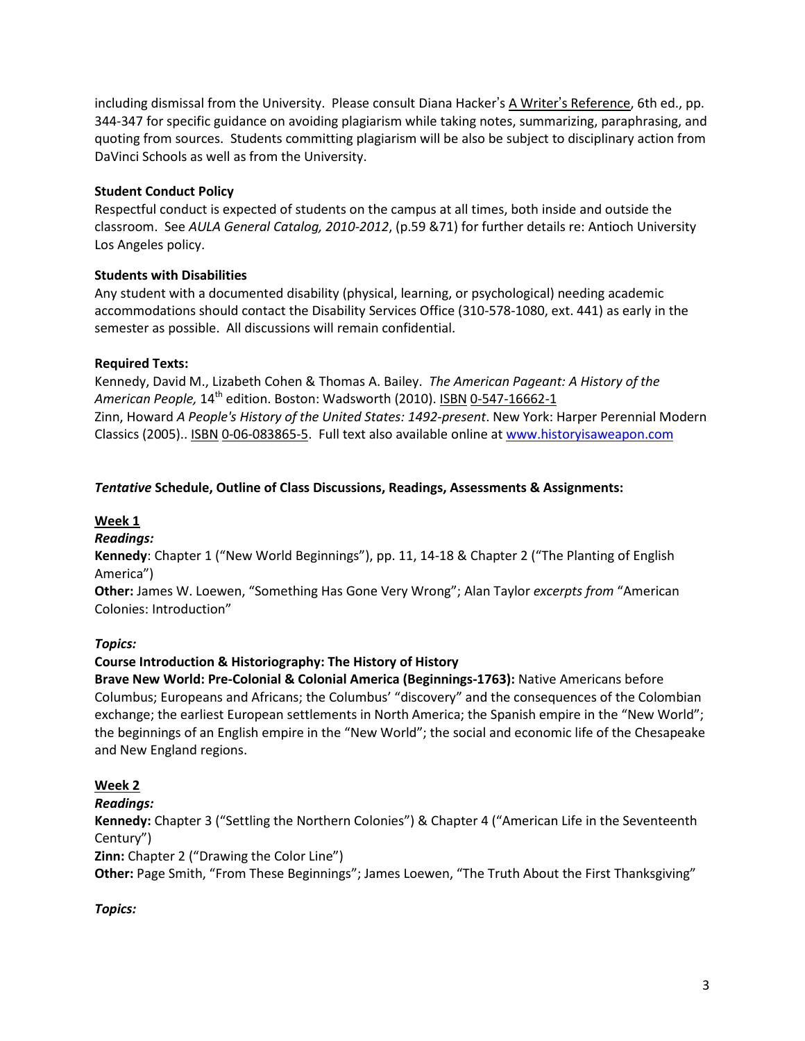including dismissal from the University. Please consult Diana Hacker's A Writer's Reference, 6th ed., pp. 344-347 for specific guidance on avoiding plagiarism while taking notes, summarizing, paraphrasing, and quoting from sources. Students committing plagiarism will be also be subject to disciplinary action from DaVinci Schools as well as from the University.

**Student Conduct Policy**

Respectful conduct is expected of students on the campus at all times, both inside and outside the classroom. See *AULA General Catalog, 2010-2012*, (p.59 &71) for further details re: Antioch University Los Angeles policy.

**Students with Disabilities**

Any student with a documented disability (physical, learning, or psychological) needing academic accommodations should contact the Disability Services Office (310-578-1080, ext. 441) as early in the semester as possible. All discussions will remain confidential.

**Required Texts:**

Kennedy, David M., Lizabeth Cohen & Thomas A. Bailey. *The American Pageant: A History of the American People,* 14th edition. Boston: Wadsworth (2010). ISBN 0-547-16662-1
Zinn, Howard *A People's History of the United States: 1492-present*. New York: Harper Perennial Modern Classics (2005).. ISBN 0-06-083865-5. Full text also available online at www.historyisaweapon.com

***Tentative* Schedule, Outline of Class Discussions, Readings, Assessments & Assignments:**

**Week 1**

***Readings:***

**Kennedy**: Chapter 1 ("New World Beginnings"), pp. 11, 14-18 & Chapter 2 ("The Planting of English America")
**Other:** James W. Loewen, "Something Has Gone Very Wrong"; Alan Taylor *excerpts from* "American Colonies: Introduction"

***Topics:***

**Course Introduction & Historiography: The History of History**
**Brave New World: Pre-Colonial & Colonial America (Beginnings-1763):** Native Americans before Columbus; Europeans and Africans; the Columbus' "discovery" and the consequences of the Colombian exchange; the earliest European settlements in North America; the Spanish empire in the "New World"; the beginnings of an English empire in the "New World"; the social and economic life of the Chesapeake and New England regions.

**Week 2**

***Readings:***

**Kennedy:** Chapter 3 ("Settling the Northern Colonies") & Chapter 4 ("American Life in the Seventeenth Century")
**Zinn:** Chapter 2 ("Drawing the Color Line")
**Other:** Page Smith, "From These Beginnings"; James Loewen, "The Truth About the First Thanksgiving"

***Topics:***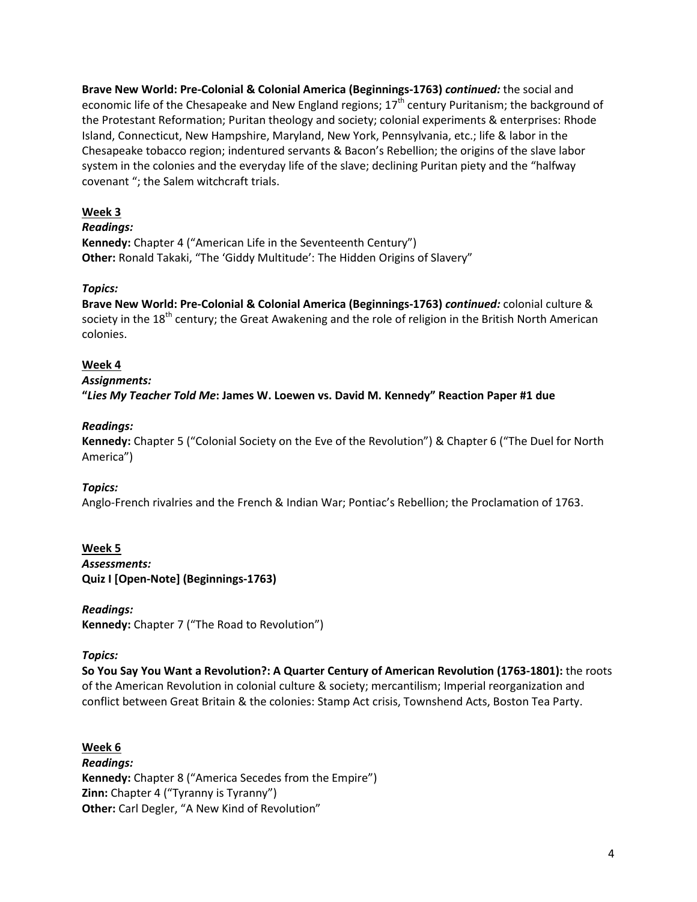**Brave New World: Pre-Colonial & Colonial America (Beginnings-1763)** ***continued:*** the social and economic life of the Chesapeake and New England regions; 17th century Puritanism; the background of the Protestant Reformation; Puritan theology and society; colonial experiments & enterprises: Rhode Island, Connecticut, New Hampshire, Maryland, New York, Pennsylvania, etc.; life & labor in the Chesapeake tobacco region; indentured servants & Bacon's Rebellion; the origins of the slave labor system in the colonies and the everyday life of the slave; declining Puritan piety and the "halfway covenant "; the Salem witchcraft trials.

## Week 3

***Readings:***

**Kennedy:** Chapter 4 ("American Life in the Seventeenth Century")
**Other:** Ronald Takaki, "The 'Giddy Multitude': The Hidden Origins of Slavery"

***Topics:***

**Brave New World: Pre-Colonial & Colonial America (Beginnings-1763)** ***continued:*** colonial culture & society in the 18th century; the Great Awakening and the role of religion in the British North American colonies.

## Week 4

***Assignments:***

**"*Lies My Teacher Told Me*: James W. Loewen vs. David M. Kennedy" Reaction Paper #1 due**

***Readings:***

**Kennedy:** Chapter 5 ("Colonial Society on the Eve of the Revolution") & Chapter 6 ("The Duel for North America")

***Topics:***

Anglo-French rivalries and the French & Indian War; Pontiac's Rebellion; the Proclamation of 1763.

## Week 5

***Assessments:***

**Quiz I [Open-Note] (Beginnings-1763)**

***Readings:***

**Kennedy:** Chapter 7 ("The Road to Revolution")

***Topics:***

**So You Say You Want a Revolution?: A Quarter Century of American Revolution (1763-1801):** the roots of the American Revolution in colonial culture & society; mercantilism; Imperial reorganization and conflict between Great Britain & the colonies: Stamp Act crisis, Townshend Acts, Boston Tea Party.

## Week 6

***Readings:***

**Kennedy:** Chapter 8 ("America Secedes from the Empire")
**Zinn:** Chapter 4 ("Tyranny is Tyranny")
**Other:** Carl Degler, "A New Kind of Revolution"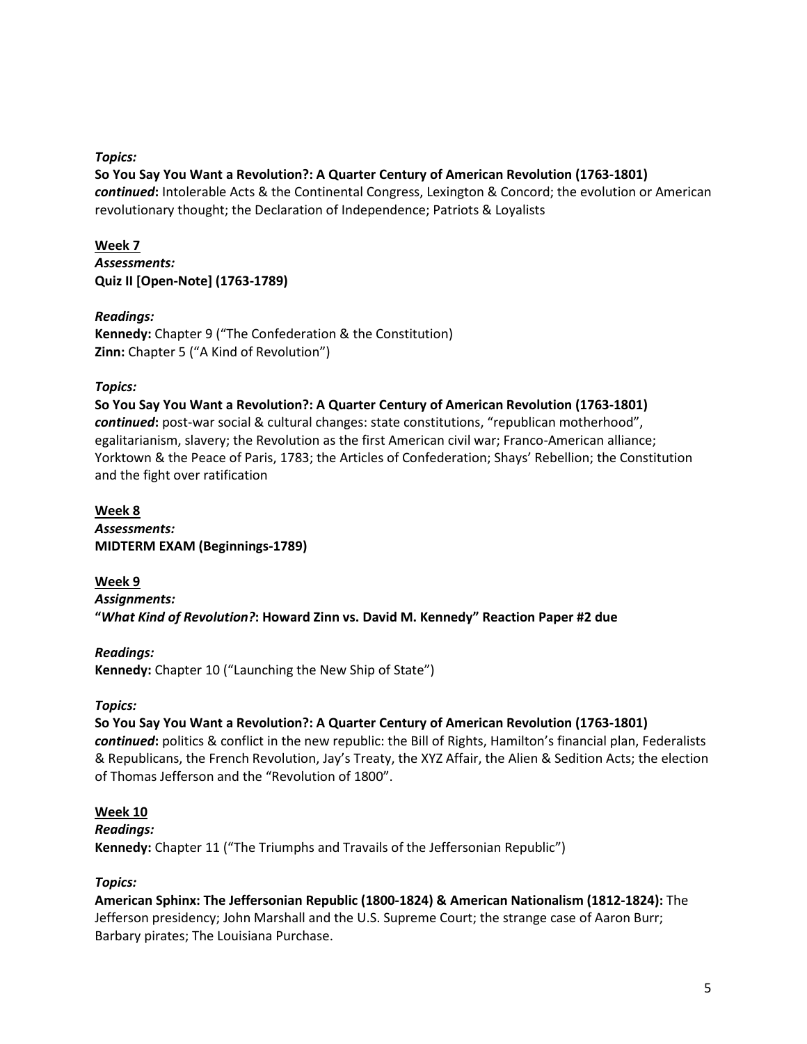***Topics:***

**So You Say You Want a Revolution?: A Quarter Century of American Revolution (1763-1801)** ***continued*:** Intolerable Acts & the Continental Congress, Lexington & Concord; the evolution or American revolutionary thought; the Declaration of Independence; Patriots & Loyalists

**Week 7**

***Assessments:***

**Quiz II [Open-Note] (1763-1789)**

***Readings:***

**Kennedy:** Chapter 9 ("The Confederation & the Constitution)

**Zinn:** Chapter 5 ("A Kind of Revolution")

***Topics:***

**So You Say You Want a Revolution?: A Quarter Century of American Revolution (1763-1801)** ***continued*:** post-war social & cultural changes: state constitutions, "republican motherhood", egalitarianism, slavery; the Revolution as the first American civil war; Franco-American alliance; Yorktown & the Peace of Paris, 1783; the Articles of Confederation; Shays' Rebellion; the Constitution and the fight over ratification

**Week 8**

***Assessments:***

**MIDTERM EXAM (Beginnings-1789)**

**Week 9**

***Assignments:***

**"*What Kind of Revolution?*: Howard Zinn vs. David M. Kennedy" Reaction Paper #2 due**

***Readings:***

**Kennedy:** Chapter 10 ("Launching the New Ship of State")

***Topics:***

**So You Say You Want a Revolution?: A Quarter Century of American Revolution (1763-1801)** ***continued*:** politics & conflict in the new republic: the Bill of Rights, Hamilton's financial plan, Federalists & Republicans, the French Revolution, Jay's Treaty, the XYZ Affair, the Alien & Sedition Acts; the election of Thomas Jefferson and the "Revolution of 1800".

**Week 10**

***Readings:***

**Kennedy:** Chapter 11 ("The Triumphs and Travails of the Jeffersonian Republic")

***Topics:***

**American Sphinx: The Jeffersonian Republic (1800-1824) & American Nationalism (1812-1824):** The Jefferson presidency; John Marshall and the U.S. Supreme Court; the strange case of Aaron Burr; Barbary pirates; The Louisiana Purchase.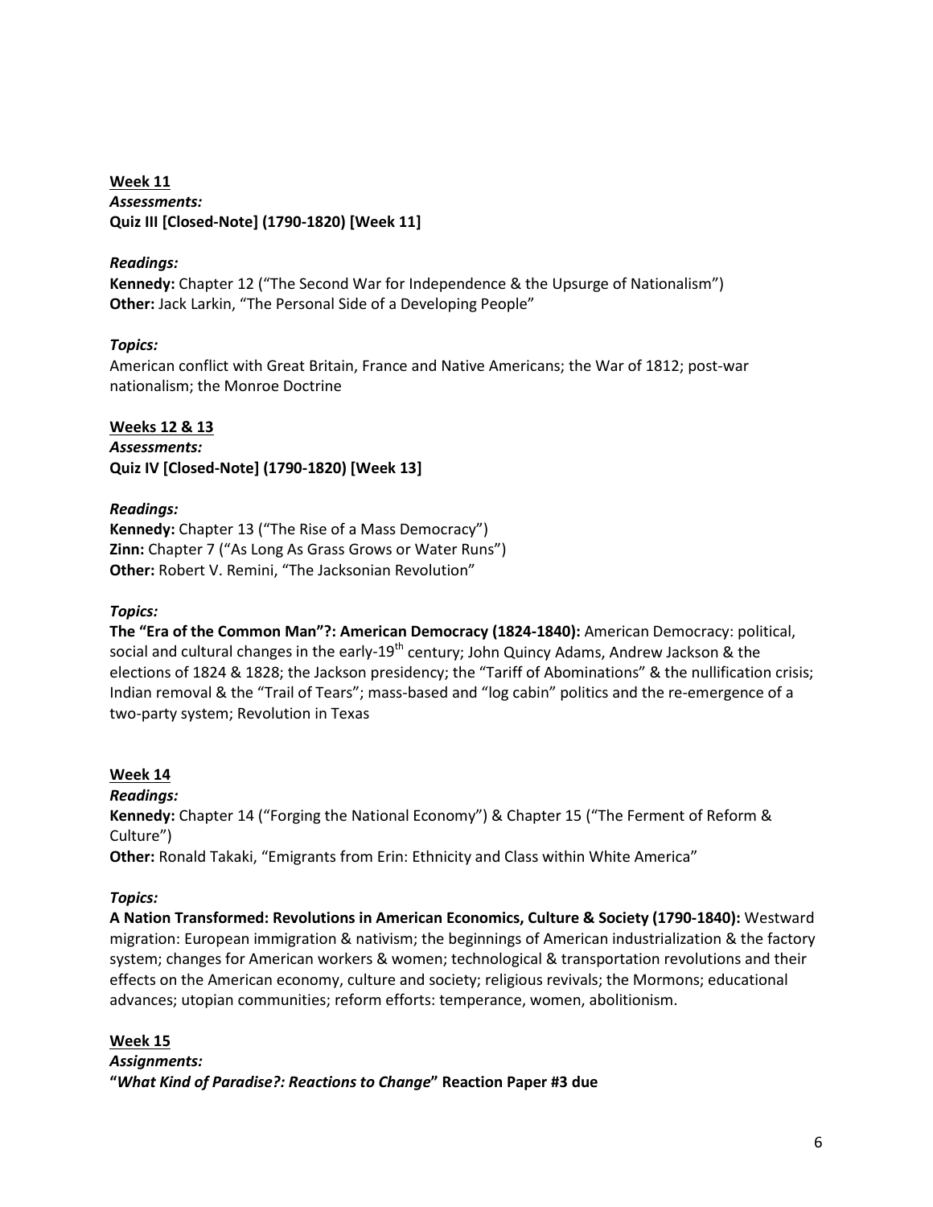**<u>Week 11</u>**
***Assessments:***
**Quiz III [Closed-Note] (1790-1820) [Week 11]**

***Readings:***
**Kennedy:** Chapter 12 ("The Second War for Independence & the Upsurge of Nationalism")
**Other:** Jack Larkin, "The Personal Side of a Developing People"

***Topics:***
American conflict with Great Britain, France and Native Americans; the War of 1812; post-war nationalism; the Monroe Doctrine

**<u>Weeks 12 & 13</u>**
***Assessments:***
**Quiz IV [Closed-Note] (1790-1820) [Week 13]**

***Readings:***
**Kennedy:** Chapter 13 ("The Rise of a Mass Democracy")
**Zinn:** Chapter 7 ("As Long As Grass Grows or Water Runs")
**Other:** Robert V. Remini, "The Jacksonian Revolution"

***Topics:***
**The "Era of the Common Man"?: American Democracy (1824-1840):** American Democracy: political, social and cultural changes in the early-19th century; John Quincy Adams, Andrew Jackson & the elections of 1824 & 1828; the Jackson presidency; the "Tariff of Abominations" & the nullification crisis; Indian removal & the "Trail of Tears"; mass-based and "log cabin" politics and the re-emergence of a two-party system; Revolution in Texas

**<u>Week 14</u>**
***Readings:***
**Kennedy:** Chapter 14 ("Forging the National Economy") & Chapter 15 ("The Ferment of Reform & Culture")
**Other:** Ronald Takaki, "Emigrants from Erin: Ethnicity and Class within White America"

***Topics:***
**A Nation Transformed: Revolutions in American Economics, Culture & Society (1790-1840):** Westward migration: European immigration & nativism; the beginnings of American industrialization & the factory system; changes for American workers & women; technological & transportation revolutions and their effects on the American economy, culture and society; religious revivals; the Mormons; educational advances; utopian communities; reform efforts: temperance, women, abolitionism.

**<u>Week 15</u>**
***Assignments:***
**"*What Kind of Paradise?: Reactions to Change*" Reaction Paper #3 due**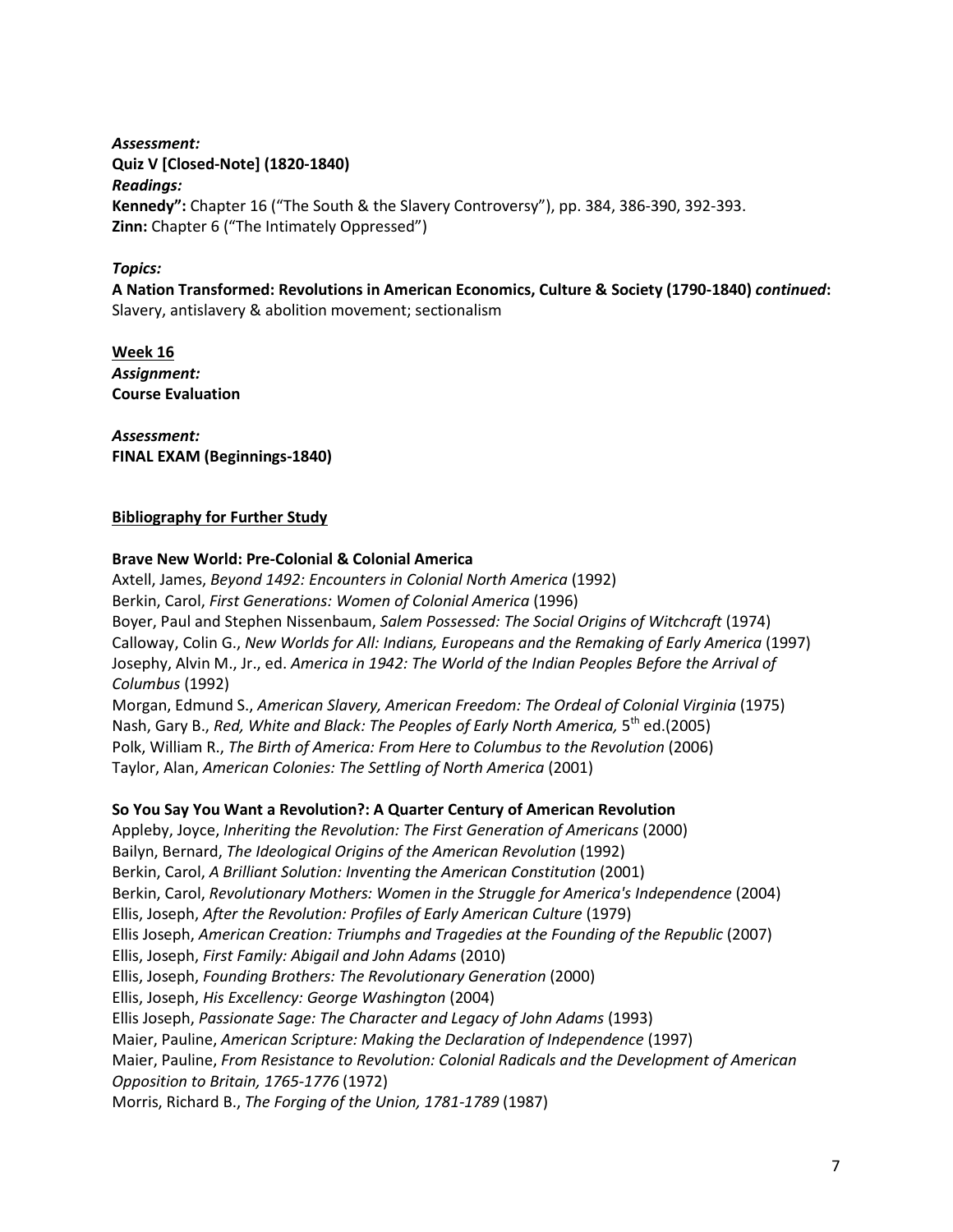*Assessment:*
**Quiz V [Closed-Note] (1820-1840)**
*Readings:*
**Kennedy":** Chapter 16 ("The South & the Slavery Controversy"), pp. 384, 386-390, 392-393.
**Zinn:** Chapter 6 ("The Intimately Oppressed")

*Topics:*
**A Nation Transformed: Revolutions in American Economics, Culture & Society (1790-1840) *continued*:** Slavery, antislavery & abolition movement; sectionalism

**Week 16**
*Assignment:*
**Course Evaluation**

*Assessment:*
**FINAL EXAM (Beginnings-1840)**

**Bibliography for Further Study**

**Brave New World: Pre-Colonial & Colonial America**
Axtell, James, *Beyond 1492: Encounters in Colonial North America* (1992)
Berkin, Carol, *First Generations: Women of Colonial America* (1996)
Boyer, Paul and Stephen Nissenbaum, *Salem Possessed: The Social Origins of Witchcraft* (1974)
Calloway, Colin G., *New Worlds for All: Indians, Europeans and the Remaking of Early America* (1997)
Josephy, Alvin M., Jr., ed. *America in 1942: The World of the Indian Peoples Before the Arrival of Columbus* (1992)
Morgan, Edmund S., *American Slavery, American Freedom: The Ordeal of Colonial Virginia* (1975)
Nash, Gary B., *Red, White and Black: The Peoples of Early North America,* 5th ed.(2005)
Polk, William R., *The Birth of America: From Here to Columbus to the Revolution* (2006)
Taylor, Alan, *American Colonies: The Settling of North America* (2001)

**So You Say You Want a Revolution?: A Quarter Century of American Revolution**
Appleby, Joyce, *Inheriting the Revolution: The First Generation of Americans* (2000)
Bailyn, Bernard, *The Ideological Origins of the American Revolution* (1992)
Berkin, Carol, *A Brilliant Solution: Inventing the American Constitution* (2001)
Berkin, Carol, *Revolutionary Mothers: Women in the Struggle for America's Independence* (2004)
Ellis, Joseph, *After the Revolution: Profiles of Early American Culture* (1979)
Ellis Joseph, *American Creation: Triumphs and Tragedies at the Founding of the Republic* (2007)
Ellis, Joseph, *First Family: Abigail and John Adams* (2010)
Ellis, Joseph, *Founding Brothers: The Revolutionary Generation* (2000)
Ellis, Joseph, *His Excellency: George Washington* (2004)
Ellis Joseph, *Passionate Sage: The Character and Legacy of John Adams* (1993)
Maier, Pauline, *American Scripture: Making the Declaration of Independence* (1997)
Maier, Pauline, *From Resistance to Revolution: Colonial Radicals and the Development of American Opposition to Britain, 1765-1776* (1972)
Morris, Richard B., *The Forging of the Union, 1781-1789* (1987)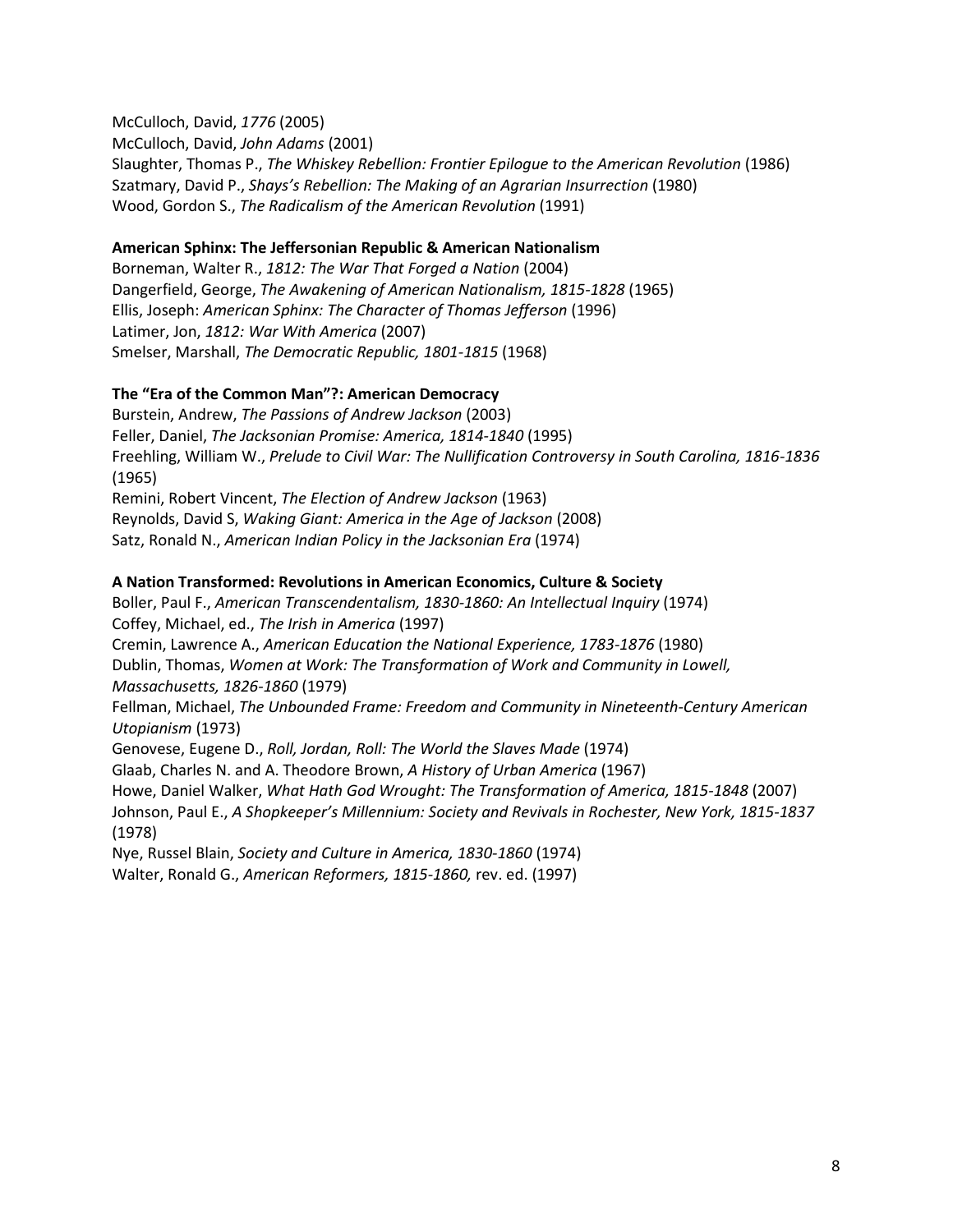McCulloch, David, *1776* (2005)
McCulloch, David, *John Adams* (2001)
Slaughter, Thomas P., *The Whiskey Rebellion: Frontier Epilogue to the American Revolution* (1986)
Szatmary, David P., *Shays's Rebellion: The Making of an Agrarian Insurrection* (1980)
Wood, Gordon S., *The Radicalism of the American Revolution* (1991)

**American Sphinx: The Jeffersonian Republic & American Nationalism**

Borneman, Walter R., *1812: The War That Forged a Nation* (2004)
Dangerfield, George, *The Awakening of American Nationalism, 1815-1828* (1965)
Ellis, Joseph: *American Sphinx: The Character of Thomas Jefferson* (1996)
Latimer, Jon, *1812: War With America* (2007)
Smelser, Marshall, *The Democratic Republic, 1801-1815* (1968)

**The "Era of the Common Man"?: American Democracy**

Burstein, Andrew, *The Passions of Andrew Jackson* (2003)
Feller, Daniel, *The Jacksonian Promise: America, 1814-1840* (1995)
Freehling, William W., *Prelude to Civil War: The Nullification Controversy in South Carolina, 1816-1836* (1965)
Remini, Robert Vincent, *The Election of Andrew Jackson* (1963)
Reynolds, David S, *Waking Giant: America in the Age of Jackson* (2008)
Satz, Ronald N., *American Indian Policy in the Jacksonian Era* (1974)

**A Nation Transformed: Revolutions in American Economics, Culture & Society**

Boller, Paul F., *American Transcendentalism, 1830-1860: An Intellectual Inquiry* (1974)
Coffey, Michael, ed., *The Irish in America* (1997)
Cremin, Lawrence A., *American Education the National Experience, 1783-1876* (1980)
Dublin, Thomas, *Women at Work: The Transformation of Work and Community in Lowell, Massachusetts, 1826-1860* (1979)
Fellman, Michael, *The Unbounded Frame: Freedom and Community in Nineteenth-Century American Utopianism* (1973)
Genovese, Eugene D., *Roll, Jordan, Roll: The World the Slaves Made* (1974)
Glaab, Charles N. and A. Theodore Brown, *A History of Urban America* (1967)
Howe, Daniel Walker, *What Hath God Wrought: The Transformation of America, 1815-1848* (2007)
Johnson, Paul E., *A Shopkeeper's Millennium: Society and Revivals in Rochester, New York, 1815-1837* (1978)
Nye, Russel Blain, *Society and Culture in America, 1830-1860* (1974)
Walter, Ronald G., *American Reformers, 1815-1860,* rev. ed. (1997)